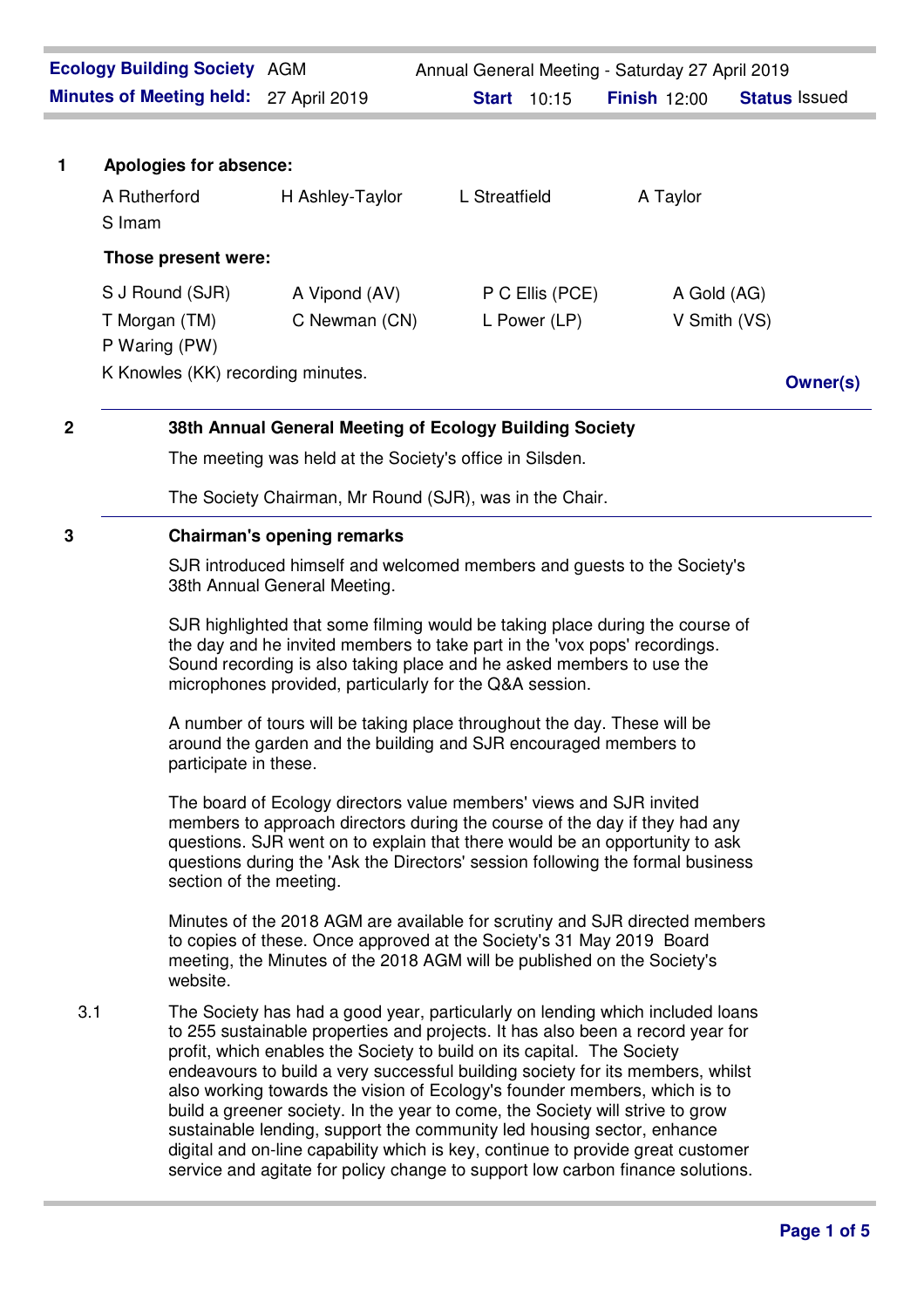| **Ecology Building Society** AGM | | Annual General Meeting - Saturday 27 April 2019 | |
|---|---|---|---|
| **Minutes of Meeting held:** 27 April 2019 | **Start** 10:15 | **Finish** 12:00 | **Status** Issued |

**1 Apologies for absence:**

A Rutherford, H Ashley-Taylor, L Streatfield, A Taylor, S Imam

**Those present were:**

S J Round (SJR), A Vipond (AV), P C Ellis (PCE), A Gold (AG), T Morgan (TM), C Newman (CN), L Power (LP), V Smith (VS), P Waring (PW)

K Knowles (KK) recording minutes.

**Owner(s)**

---

**2 38th Annual General Meeting of Ecology Building Society**

The meeting was held at the Society's office in Silsden.

The Society Chairman, Mr Round (SJR), was in the Chair.

---

**3 Chairman's opening remarks**

SJR introduced himself and welcomed members and guests to the Society's 38th Annual General Meeting.

SJR highlighted that some filming would be taking place during the course of the day and he invited members to take part in the 'vox pops' recordings. Sound recording is also taking place and he asked members to use the microphones provided, particularly for the Q&A session.

A number of tours will be taking place throughout the day. These will be around the garden and the building and SJR encouraged members to participate in these.

The board of Ecology directors value members' views and SJR invited members to approach directors during the course of the day if they had any questions. SJR went on to explain that there would be an opportunity to ask questions during the 'Ask the Directors' session following the formal business section of the meeting.

Minutes of the 2018 AGM are available for scrutiny and SJR directed members to copies of these. Once approved at the Society's 31 May 2019 Board meeting, the Minutes of the 2018 AGM will be published on the Society's website.

3.1 The Society has had a good year, particularly on lending which included loans to 255 sustainable properties and projects. It has also been a record year for profit, which enables the Society to build on its capital. The Society endeavours to build a very successful building society for its members, whilst also working towards the vision of Ecology's founder members, which is to build a greener society. In the year to come, the Society will strive to grow sustainable lending, support the community led housing sector, enhance digital and on-line capability which is key, continue to provide great customer service and agitate for policy change to support low carbon finance solutions.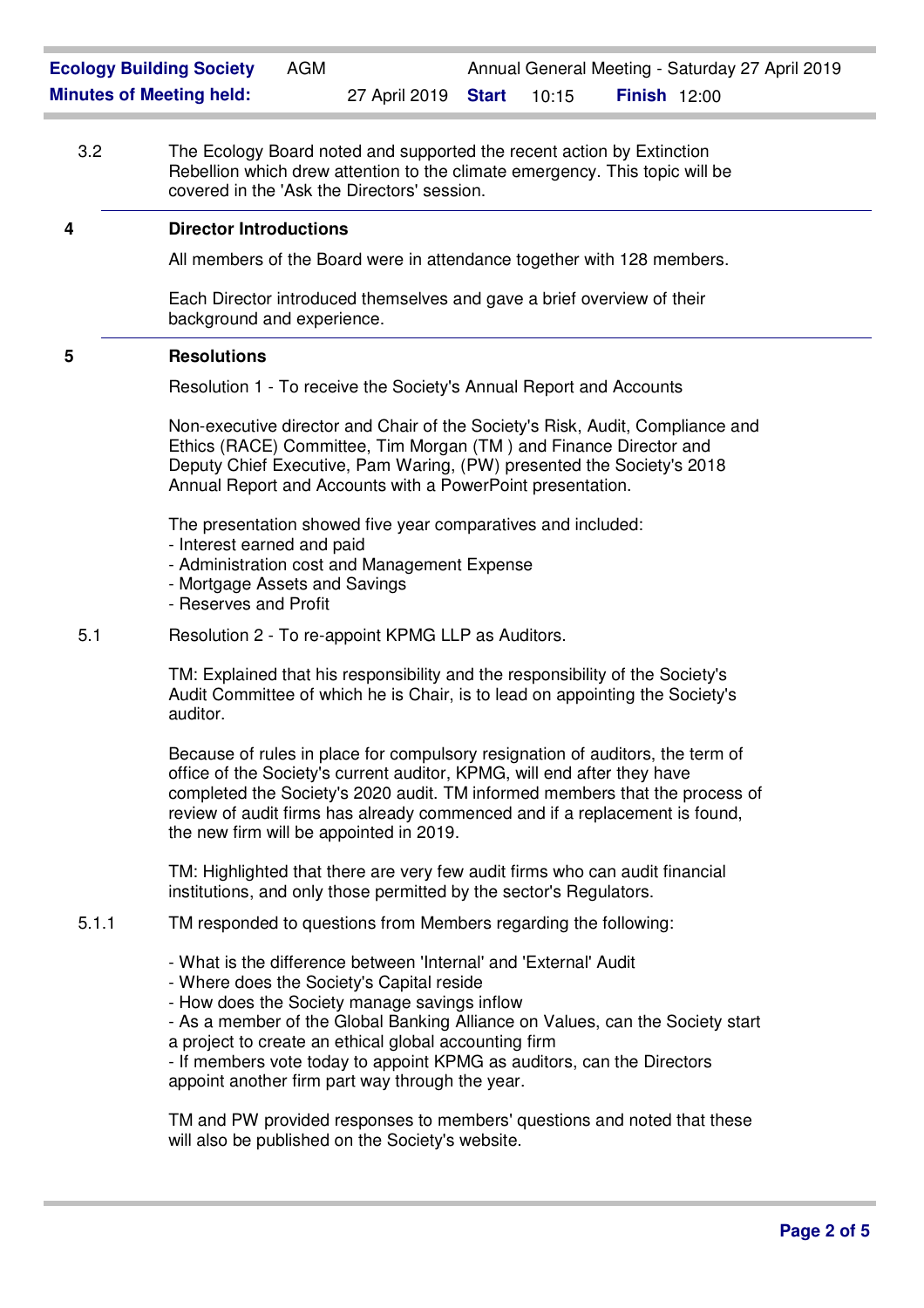3.2 The Ecology Board noted and supported the recent action by Extinction Rebellion which drew attention to the climate emergency. This topic will be covered in the 'Ask the Directors' session.

## 4 Director Introductions

All members of the Board were in attendance together with 128 members.

Each Director introduced themselves and gave a brief overview of their background and experience.

## 5 Resolutions

Resolution 1 - To receive the Society's Annual Report and Accounts

Non-executive director and Chair of the Society's Risk, Audit, Compliance and Ethics (RACE) Committee, Tim Morgan (TM ) and Finance Director and Deputy Chief Executive, Pam Waring, (PW) presented the Society's 2018 Annual Report and Accounts with a PowerPoint presentation.

The presentation showed five year comparatives and included:
- Interest earned and paid
- Administration cost and Management Expense
- Mortgage Assets and Savings
- Reserves and Profit

5.1 Resolution 2 - To re-appoint KPMG LLP as Auditors.

TM: Explained that his responsibility and the responsibility of the Society's Audit Committee of which he is Chair, is to lead on appointing the Society's auditor.

Because of rules in place for compulsory resignation of auditors, the term of office of the Society's current auditor, KPMG, will end after they have completed the Society's 2020 audit. TM informed members that the process of review of audit firms has already commenced and if a replacement is found, the new firm will be appointed in 2019.

TM: Highlighted that there are very few audit firms who can audit financial institutions, and only those permitted by the sector's Regulators.

5.1.1 TM responded to questions from Members regarding the following:

- What is the difference between 'Internal' and 'External' Audit
- Where does the Society's Capital reside
- How does the Society manage savings inflow
- As a member of the Global Banking Alliance on Values, can the Society start a project to create an ethical global accounting firm
- If members vote today to appoint KPMG as auditors, can the Directors appoint another firm part way through the year.

TM and PW provided responses to members' questions and noted that these will also be published on the Society's website.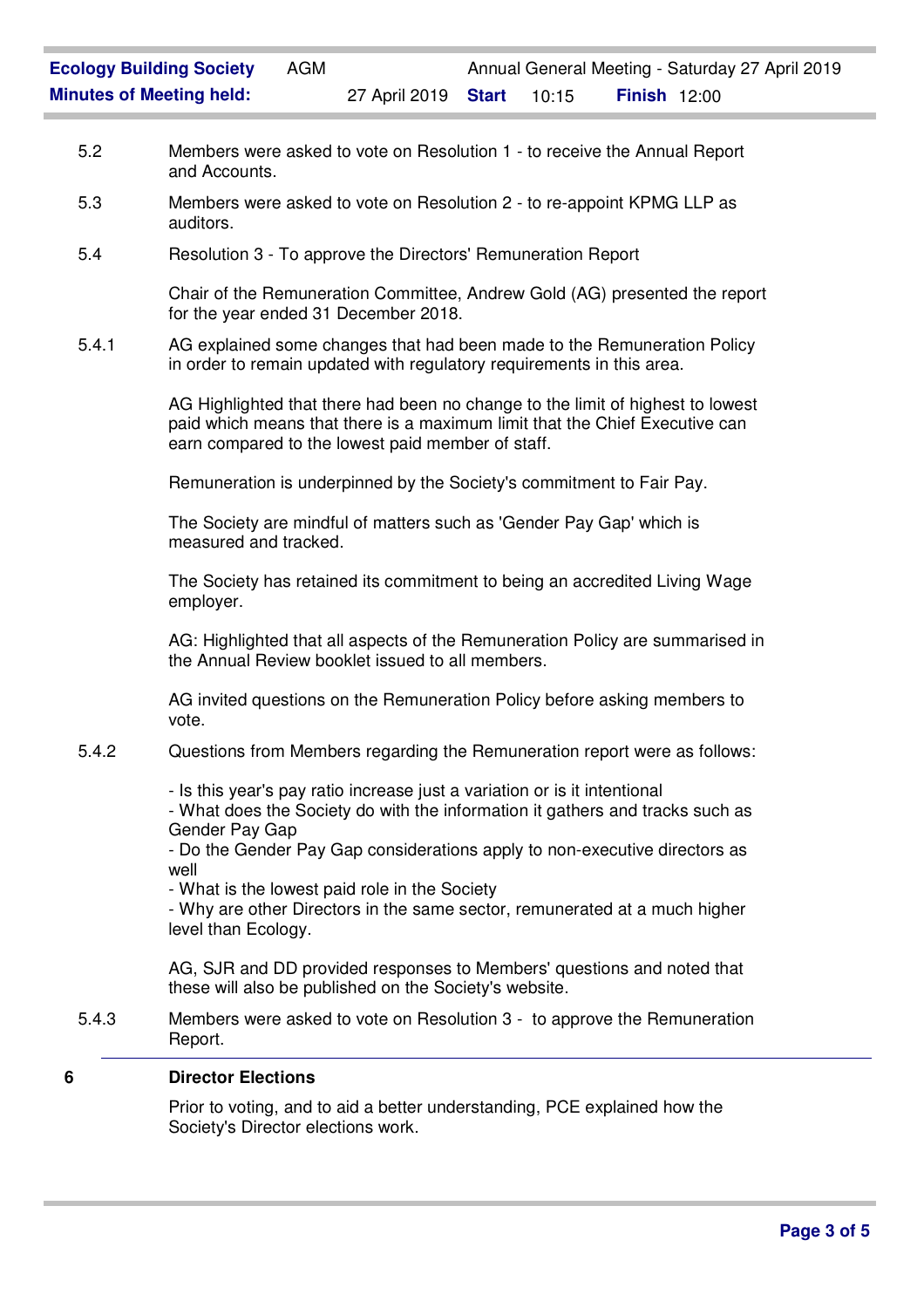5.2 Members were asked to vote on Resolution 1 - to receive the Annual Report and Accounts.

5.3 Members were asked to vote on Resolution 2 - to re-appoint KPMG LLP as auditors.

5.4 Resolution 3 - To approve the Directors' Remuneration Report

Chair of the Remuneration Committee, Andrew Gold (AG) presented the report for the year ended 31 December 2018.

5.4.1 AG explained some changes that had been made to the Remuneration Policy in order to remain updated with regulatory requirements in this area.

AG Highlighted that there had been no change to the limit of highest to lowest paid which means that there is a maximum limit that the Chief Executive can earn compared to the lowest paid member of staff.

Remuneration is underpinned by the Society's commitment to Fair Pay.

The Society are mindful of matters such as 'Gender Pay Gap' which is measured and tracked.

The Society has retained its commitment to being an accredited Living Wage employer.

AG: Highlighted that all aspects of the Remuneration Policy are summarised in the Annual Review booklet issued to all members.

AG invited questions on the Remuneration Policy before asking members to vote.

5.4.2 Questions from Members regarding the Remuneration report were as follows:

- Is this year's pay ratio increase just a variation or is it intentional
- What does the Society do with the information it gathers and tracks such as Gender Pay Gap
- Do the Gender Pay Gap considerations apply to non-executive directors as well
- What is the lowest paid role in the Society
- Why are other Directors in the same sector, remunerated at a much higher level than Ecology.

AG, SJR and DD provided responses to Members' questions and noted that these will also be published on the Society's website.

5.4.3 Members were asked to vote on Resolution 3 - to approve the Remuneration Report.

## 6 Director Elections

Prior to voting, and to aid a better understanding, PCE explained how the Society's Director elections work.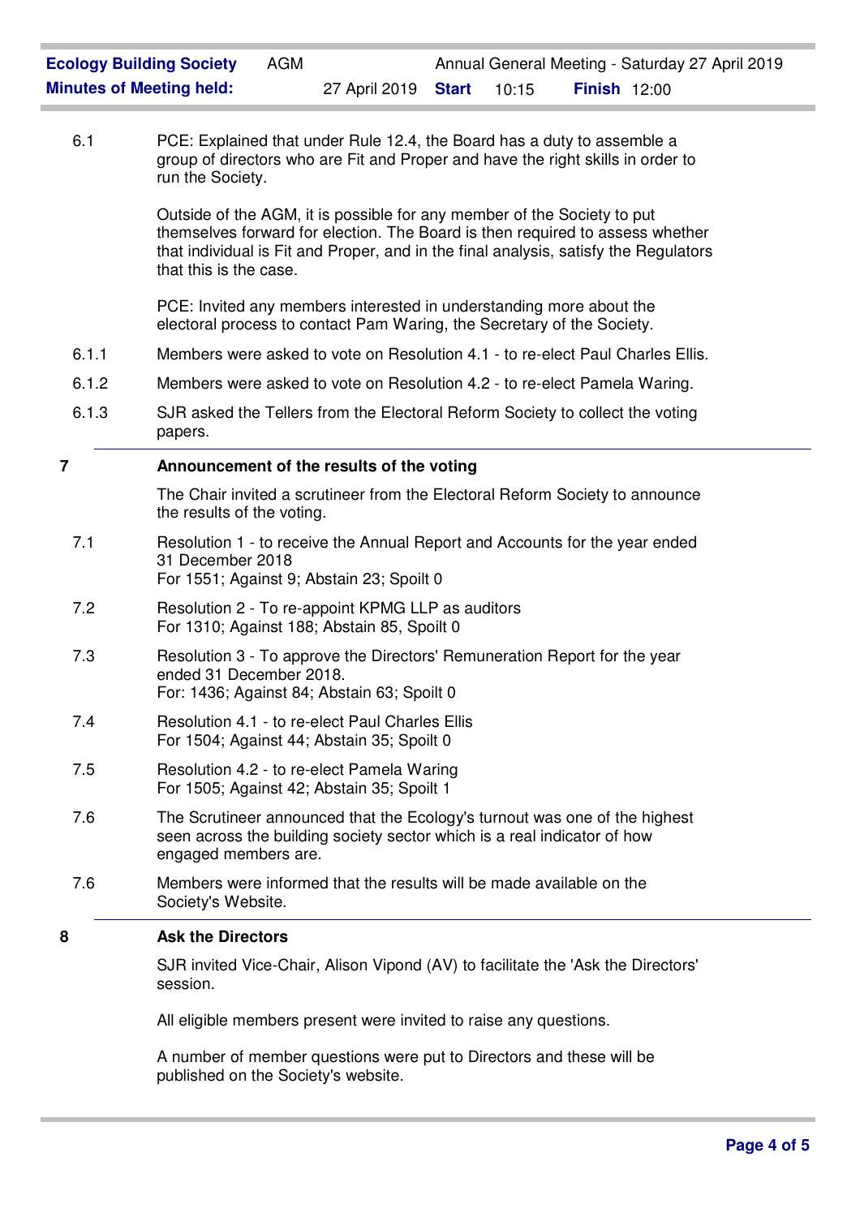6.1 PCE: Explained that under Rule 12.4, the Board has a duty to assemble a group of directors who are Fit and Proper and have the right skills in order to run the Society.

Outside of the AGM, it is possible for any member of the Society to put themselves forward for election. The Board is then required to assess whether that individual is Fit and Proper, and in the final analysis, satisfy the Regulators that this is the case.

PCE: Invited any members interested in understanding more about the electoral process to contact Pam Waring, the Secretary of the Society.

6.1.1 Members were asked to vote on Resolution 4.1 - to re-elect Paul Charles Ellis.

6.1.2 Members were asked to vote on Resolution 4.2 - to re-elect Pamela Waring.

6.1.3 SJR asked the Tellers from the Electoral Reform Society to collect the voting papers.

## 7 Announcement of the results of the voting

The Chair invited a scrutineer from the Electoral Reform Society to announce the results of the voting.

7.1 Resolution 1 - to receive the Annual Report and Accounts for the year ended 31 December 2018
For 1551; Against 9; Abstain 23; Spoilt 0

7.2 Resolution 2 - To re-appoint KPMG LLP as auditors
For 1310; Against 188; Abstain 85, Spoilt 0

7.3 Resolution 3 - To approve the Directors' Remuneration Report for the year ended 31 December 2018.
For: 1436; Against 84; Abstain 63; Spoilt 0

7.4 Resolution 4.1 - to re-elect Paul Charles Ellis
For 1504; Against 44; Abstain 35; Spoilt 0

7.5 Resolution 4.2 - to re-elect Pamela Waring
For 1505; Against 42; Abstain 35; Spoilt 1

7.6 The Scrutineer announced that the Ecology's turnout was one of the highest seen across the building society sector which is a real indicator of how engaged members are.

7.6 Members were informed that the results will be made available on the Society's Website.

## 8 Ask the Directors

SJR invited Vice-Chair, Alison Vipond (AV) to facilitate the 'Ask the Directors' session.

All eligible members present were invited to raise any questions.

A number of member questions were put to Directors and these will be published on the Society's website.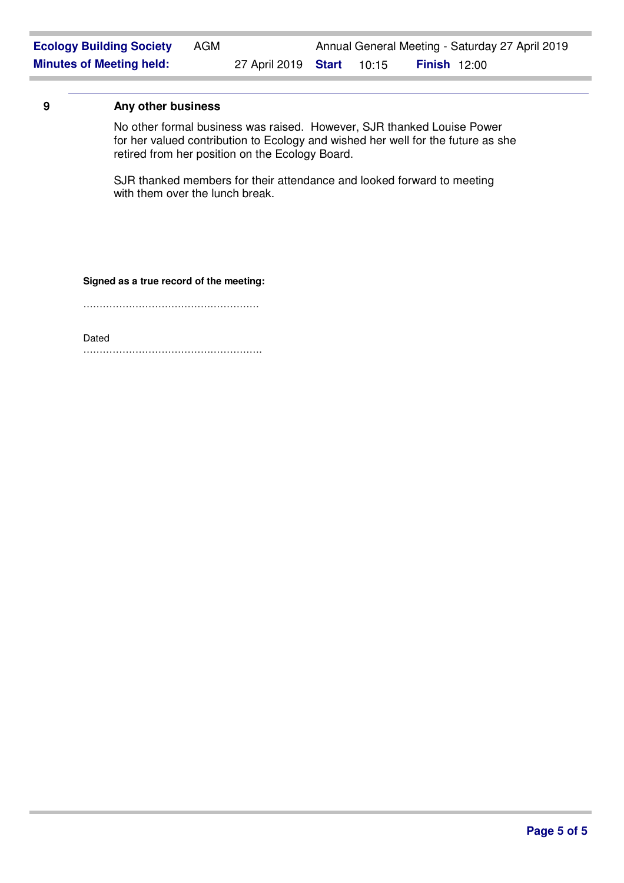## 9 Any other business

No other formal business was raised. However, SJR thanked Louise Power for her valued contribution to Ecology and wished her well for the future as she retired from her position on the Ecology Board.

SJR thanked members for their attendance and looked forward to meeting with them over the lunch break.

**Signed as a true record of the meeting:**

……………………………………………….

Dated
……………………………………………….